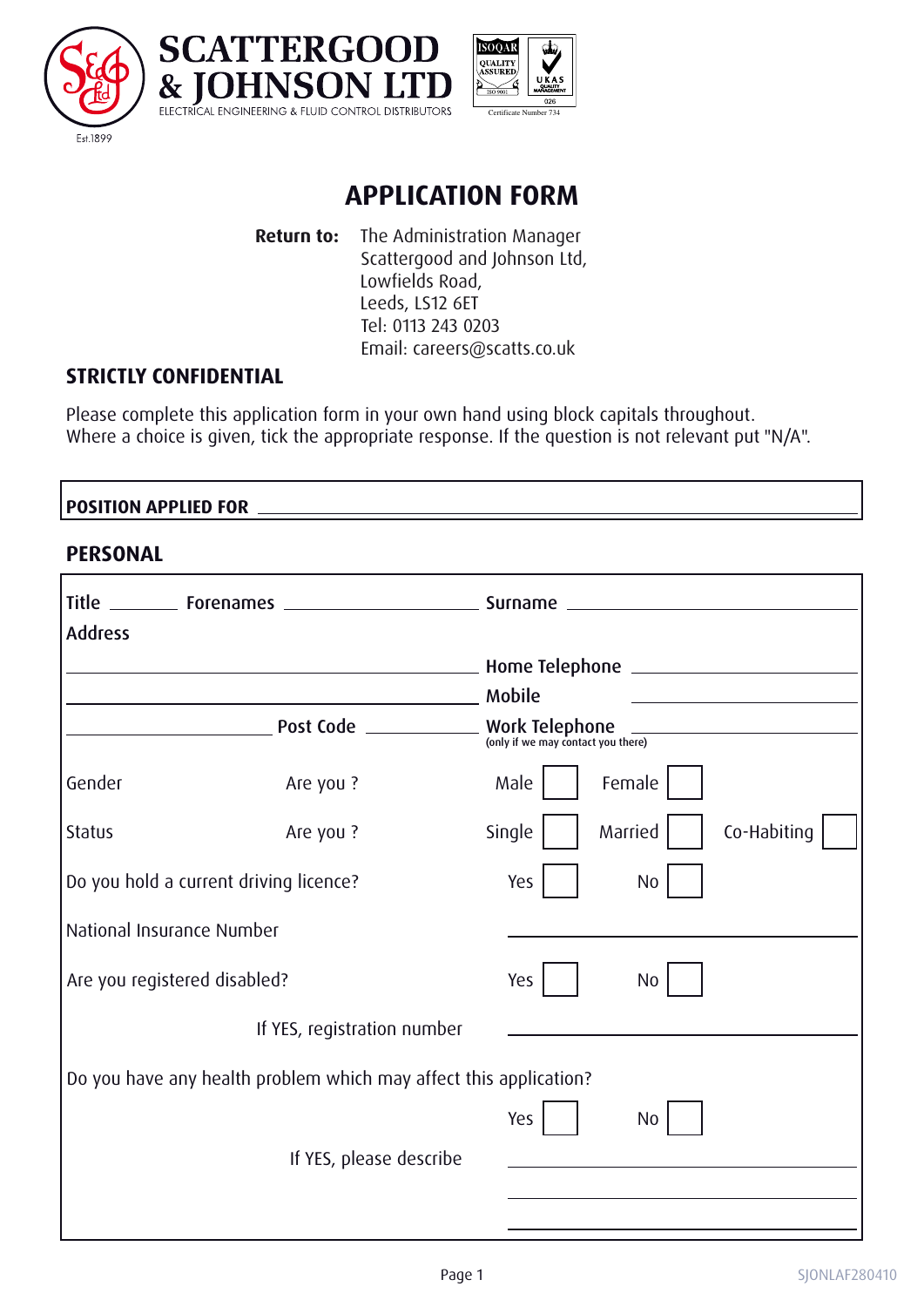SCATTERGOOD & JOHNSON LTD

ELECTRICAL ENGINEERING & FLUID CONTROL DISTRIBUTORS

Est.1899

ISOQAR QUALITY ASSURED ISO 9001 — UKAS QUALITY MANAGEMENT 026 — Certificate Number 734

# APPLICATION FORM

**Return to:** The Administration Manager
Scattergood and Johnson Ltd,
Lowfields Road,
Leeds, LS12 6ET
Tel: 0113 243 0203
Email: careers@scatts.co.uk

**STRICTLY CONFIDENTIAL**

Please complete this application form in your own hand using block capitals throughout.
Where a choice is given, tick the appropriate response. If the question is not relevant put "N/A".

**POSITION APPLIED FOR** ______________________________

## PERSONAL

**Title** ________ **Forenames** ____________________ **Surname** ____________________

**Address**

______________________________ **Home Telephone** ____________________

______________________________ **Mobile** ____________________

____________ **Post Code** ____________ **Work Telephone** ____________________
(only if we may contact you there)

Gender — Are you ? — Male ☐ Female ☐

Status — Are you ? — Single ☐ Married ☐ Co-Habiting ☐

Do you hold a current driving licence? — Yes ☐ No ☐

National Insurance Number ____________________

Are you registered disabled? — Yes ☐ No ☐

If YES, registration number ____________________

Do you have any health problem which may affect this application?

Yes ☐ No ☐

If YES, please describe ____________________

____________________

____________________

SJONLAF280410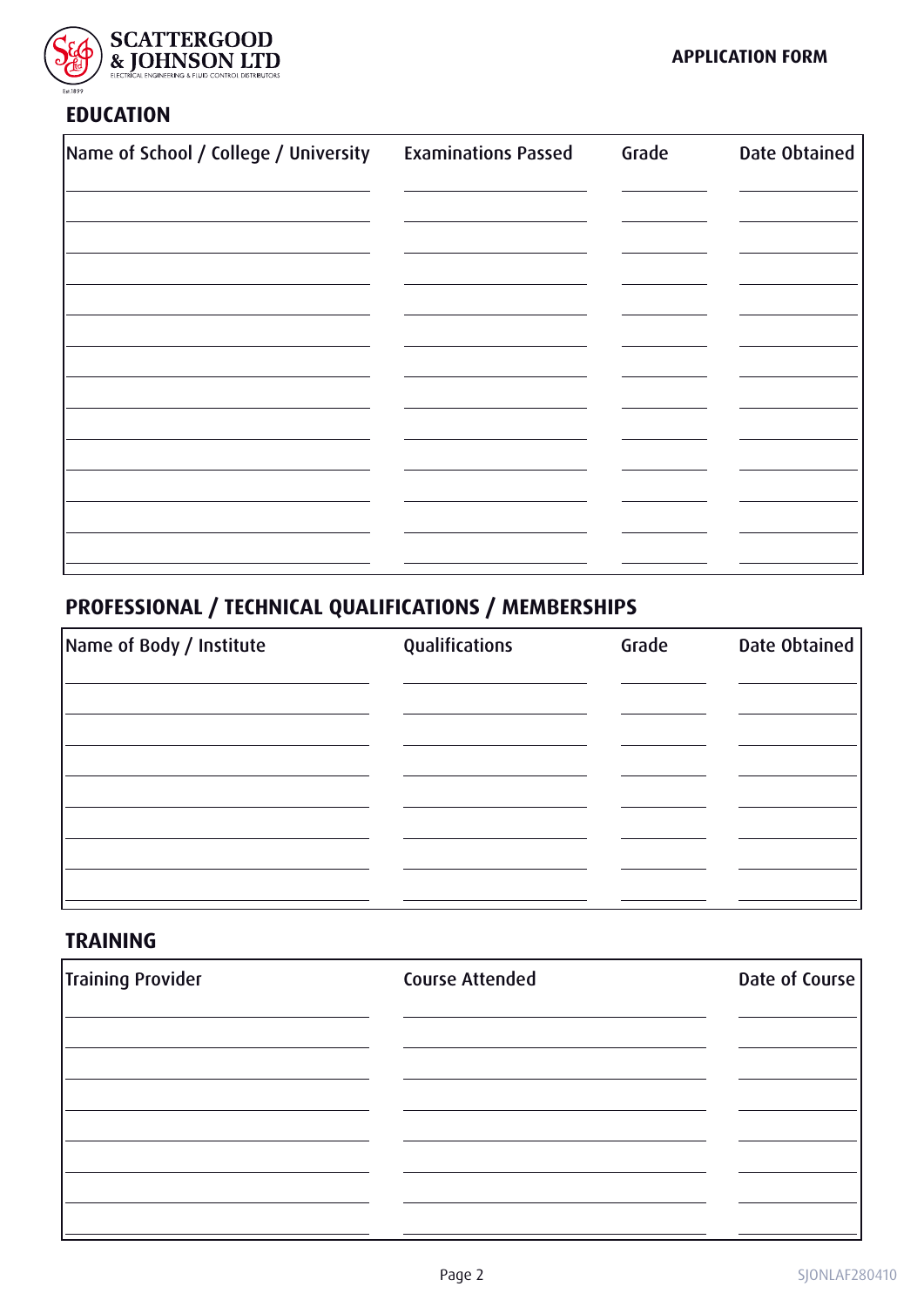SCATTERGOOD & JOHNSON LTD

ELECTRICAL ENGINEERING & FLUID CONTROL DISTRIBUTORS

Est.1899

**APPLICATION FORM**

## EDUCATION

| Name of School / College / University | Examinations Passed | Grade | Date Obtained |
|---|---|---|---|
| | | | |
| | | | |
| | | | |
| | | | |
| | | | |
| | | | |
| | | | |
| | | | |
| | | | |
| | | | |
| | | | |
| | | | |

## PROFESSIONAL / TECHNICAL QUALIFICATIONS / MEMBERSHIPS

| Name of Body / Institute | Qualifications | Grade | Date Obtained |
|---|---|---|---|
| | | | |
| | | | |
| | | | |
| | | | |
| | | | |
| | | | |
| | | | |

## TRAINING

| Training Provider | Course Attended | Date of Course |
|---|---|---|
| | | |
| | | |
| | | |
| | | |
| | | |
| | | |
| | | |

SJONLAF280410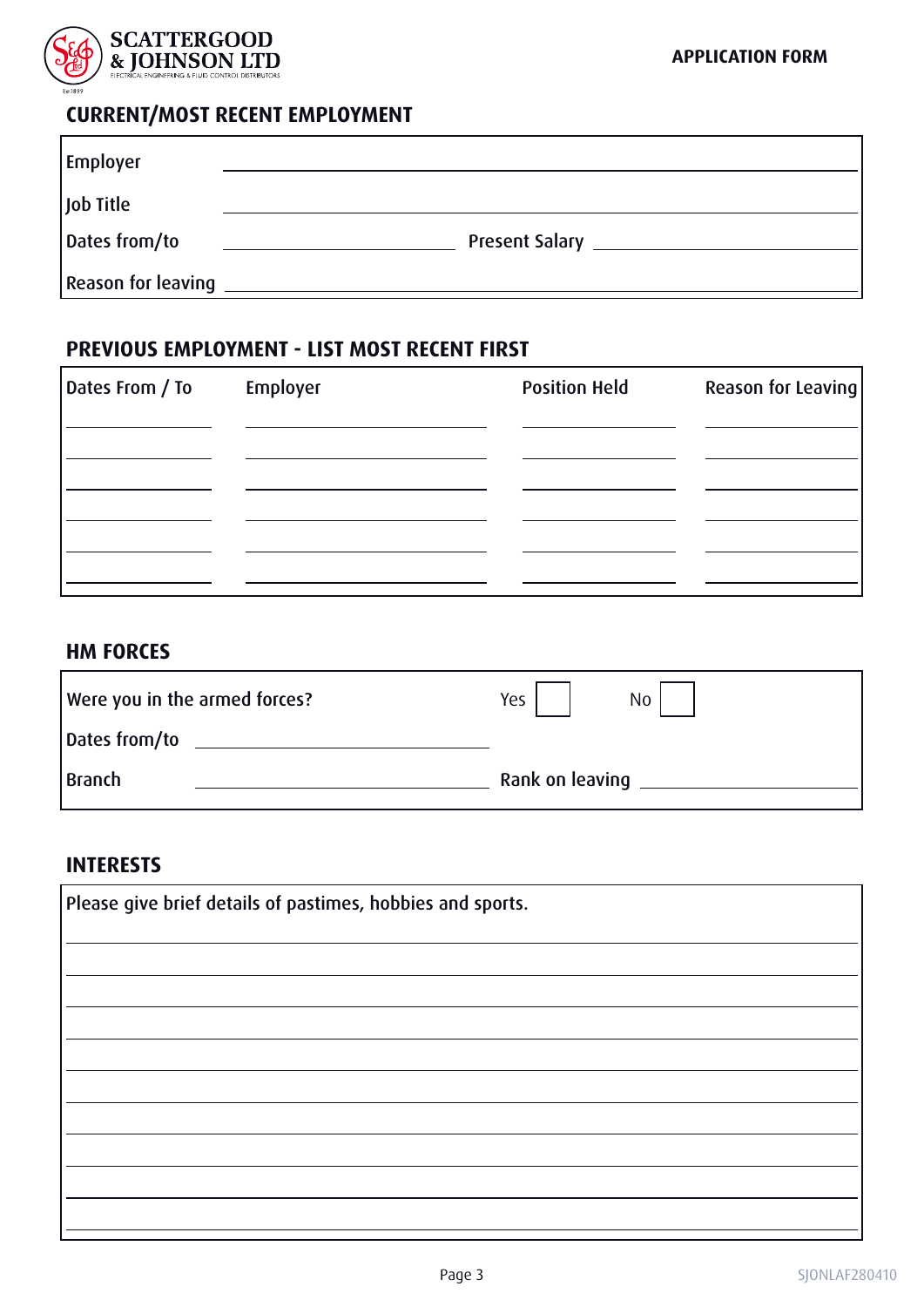## CURRENT/MOST RECENT EMPLOYMENT

Employer ______________________________

Job Title ______________________________

Dates from/to ______________ Present Salary ______________

Reason for leaving ______________________________

## PREVIOUS EMPLOYMENT - LIST MOST RECENT FIRST

| Dates From / To | Employer | Position Held | Reason for Leaving |
|---|---|---|---|
| | | | |
| | | | |
| | | | |
| | | | |
| | | | |
| | | | |

## HM FORCES

Were you in the armed forces? Yes ☐ No ☐

Dates from/to ______________________________

Branch ______________ Rank on leaving ______________

## INTERESTS

Please give brief details of pastimes, hobbies and sports.

______________________________

______________________________

______________________________

______________________________

______________________________

______________________________

______________________________

______________________________

______________________________

SJONLAF280410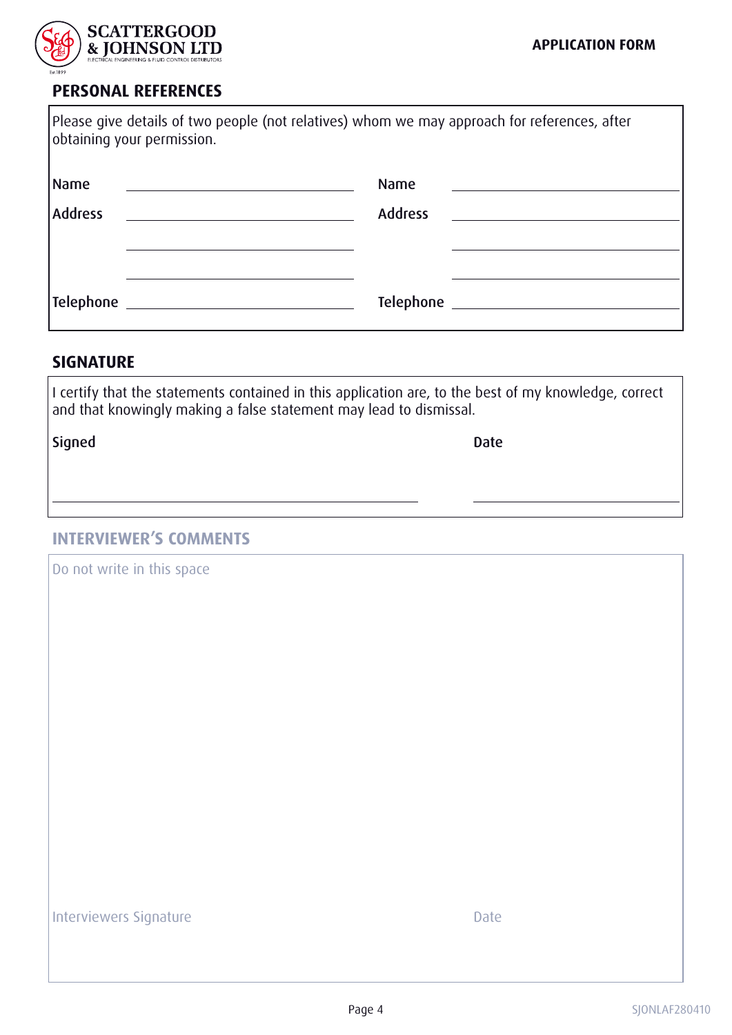## PERSONAL REFERENCES

Please give details of two people (not relatives) whom we may approach for references, after obtaining your permission.

| | | | |
|---|---|---|---|
| Name | | Name | |
| Address | | Address | |
| | | | |
| | | | |
| Telephone | | Telephone | |

## SIGNATURE

I certify that the statements contained in this application are, to the best of my knowledge, correct and that knowingly making a false statement may lead to dismissal.

Signed

Date

## INTERVIEWER'S COMMENTS

Do not write in this space

Interviewers Signature

Date

SJONLAF280410